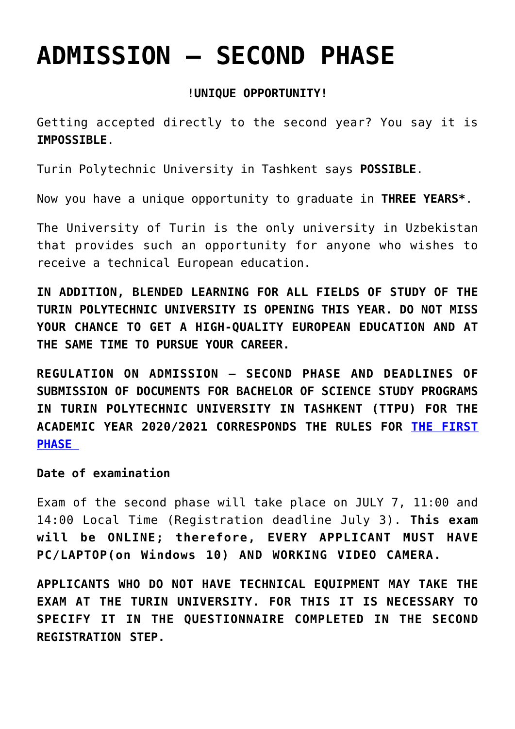# ADMISSION – SECOND PHASE

**!UNIQUE OPPORTUNITY!**

Getting accepted directly to the second year? You say it is **IMPOSSIBLE**.

Turin Polytechnic University in Tashkent says **POSSIBLE**.

Now you have a unique opportunity to graduate in **THREE YEARS***.

The University of Turin is the only university in Uzbekistan that provides such an opportunity for anyone who wishes to receive a technical European education.

**IN ADDITION, BLENDED LEARNING FOR ALL FIELDS OF STUDY OF THE TURIN POLYTECHNIC UNIVERSITY IS OPENING THIS YEAR. DO NOT MISS YOUR CHANCE TO GET A HIGH-QUALITY EUROPEAN EDUCATION AND AT THE SAME TIME TO PURSUE YOUR CAREER.**

**REGULATION ON ADMISSION – SECOND PHASE AND DEADLINES OF SUBMISSION OF DOCUMENTS FOR BACHELOR OF SCIENCE STUDY PROGRAMS IN TURIN POLYTECHNIC UNIVERSITY IN TASHKENT (TTPU) FOR THE ACADEMIC YEAR 2020/2021 CORRESPONDS THE RULES FOR THE FIRST PHASE**

**Date of examination**

Exam of the second phase will take place on JULY 7, 11:00 and 14:00 Local Time (Registration deadline July 3). **This exam will be ONLINE; therefore, EVERY APPLICANT MUST HAVE PC/LAPTOP(on Windows 10) AND WORKING VIDEO CAMERA.**

**APPLICANTS WHO DO NOT HAVE TECHNICAL EQUIPMENT MAY TAKE THE EXAM AT THE TURIN UNIVERSITY. FOR THIS IT IS NECESSARY TO SPECIFY IT IN THE QUESTIONNAIRE COMPLETED IN THE SECOND REGISTRATION STEP.**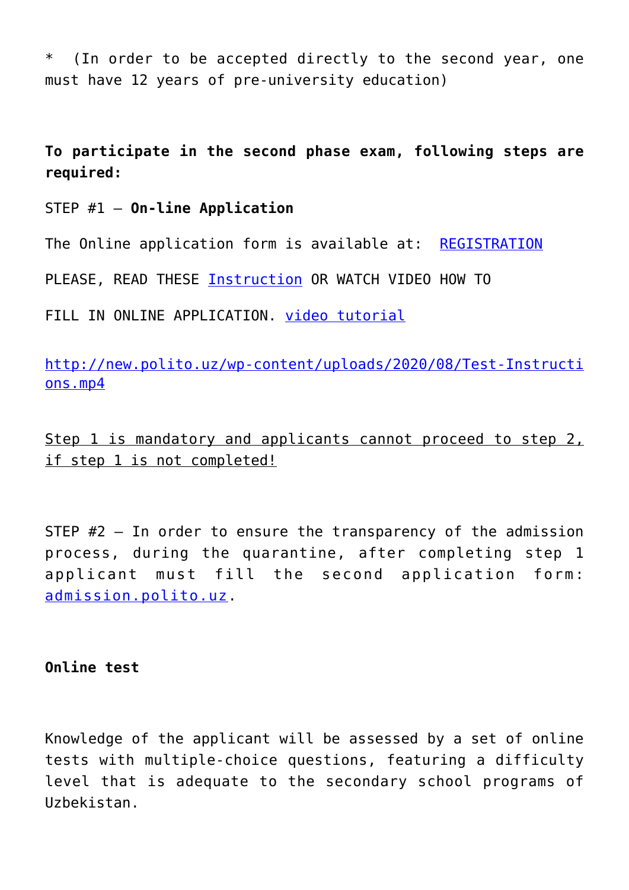*  (In order to be accepted directly to the second year, one must have 12 years of pre-university education)

**To participate in the second phase exam, following steps are required:**

STEP #1 – **On-line Application**

The Online application form is available at:  [REGISTRATION]()

PLEASE, READ THESE [Instruction]() OR WATCH VIDEO HOW TO

FILL IN ONLINE APPLICATION. [video tutorial]()

[http://new.polito.uz/wp-content/uploads/2020/08/Test-Instructions.mp4](http://new.polito.uz/wp-content/uploads/2020/08/Test-Instructions.mp4)

Step 1 is mandatory and applicants cannot proceed to step 2, if step 1 is not completed!

STEP #2 – In order to ensure the transparency of the admission process, during the quarantine, after completing step 1 applicant must fill the second application form: [admission.polito.uz]().

**Online test**

Knowledge of the applicant will be assessed by a set of online tests with multiple-choice questions, featuring a difficulty level that is adequate to the secondary school programs of Uzbekistan.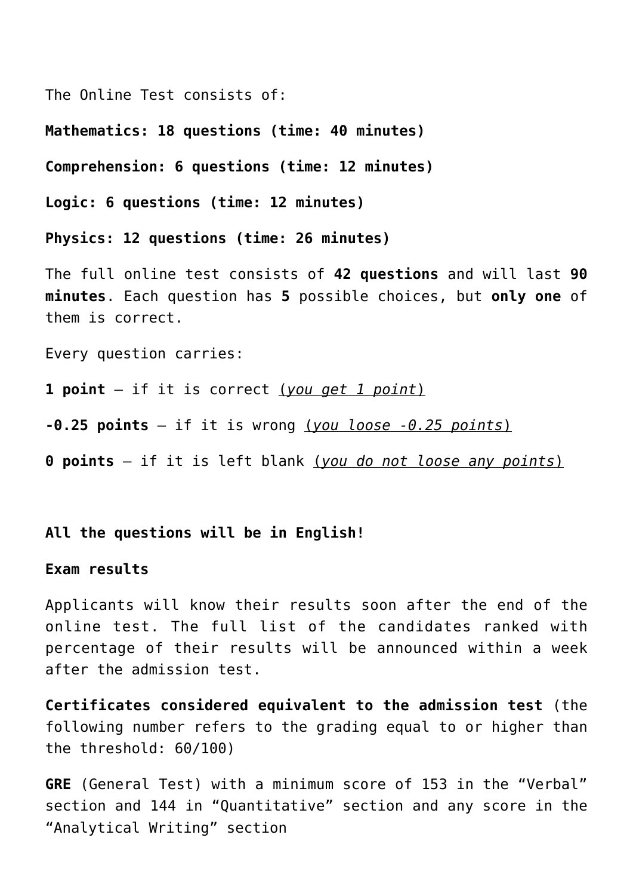The Online Test consists of:

**Mathematics: 18 questions (time: 40 minutes)**

**Comprehension: 6 questions (time: 12 minutes)**

**Logic: 6 questions (time: 12 minutes)**

**Physics: 12 questions (time: 26 minutes)**

The full online test consists of **42 questions** and will last **90 minutes**. Each question has **5** possible choices, but **only one** of them is correct.

Every question carries:

**1 point** – if it is correct (*you get 1 point*)

**-0.25 points** – if it is wrong (*you loose -0.25 points*)

**0 points** – if it is left blank (*you do not loose any points*)

**All the questions will be in English!**

**Exam results**

Applicants will know their results soon after the end of the online test. The full list of the candidates ranked with percentage of their results will be announced within a week after the admission test.

**Certificates considered equivalent to the admission test** (the following number refers to the grading equal to or higher than the threshold: 60/100)

**GRE** (General Test) with a minimum score of 153 in the "Verbal" section and 144 in "Quantitative" section and any score in the "Analytical Writing" section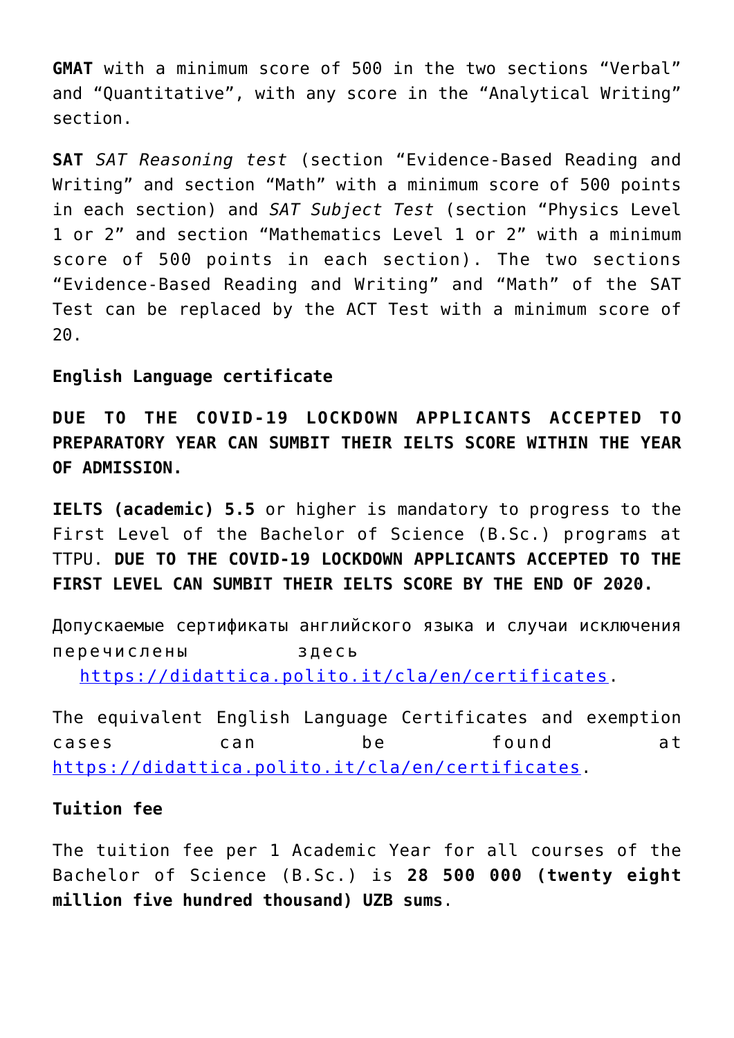**GMAT** with a minimum score of 500 in the two sections “Verbal” and “Quantitative”, with any score in the “Analytical Writing” section.

**SAT** *SAT Reasoning test* (section “Evidence-Based Reading and Writing” and section “Math” with a minimum score of 500 points in each section) and *SAT Subject Test* (section “Physics Level 1 or 2” and section “Mathematics Level 1 or 2” with a minimum score of 500 points in each section). The two sections “Evidence-Based Reading and Writing” and “Math” of the SAT Test can be replaced by the ACT Test with a minimum score of 20.

**English Language certificate**

**DUE TO THE COVID-19 LOCKDOWN APPLICANTS ACCEPTED TO PREPARATORY YEAR CAN SUMBIT THEIR IELTS SCORE WITHIN THE YEAR OF ADMISSION.**

**IELTS (academic) 5.5** or higher is mandatory to progress to the First Level of the Bachelor of Science (B.Sc.) programs at TTPU. **DUE TO THE COVID-19 LOCKDOWN APPLICANTS ACCEPTED TO THE FIRST LEVEL CAN SUMBIT THEIR IELTS SCORE BY THE END OF 2020.**

Допускаемые сертификаты английского языка и случаи исключения перечислены здесь https://didattica.polito.it/cla/en/certificates.

The equivalent English Language Certificates and exemption cases can be found at https://didattica.polito.it/cla/en/certificates.

**Tuition fee**

The tuition fee per 1 Academic Year for all courses of the Bachelor of Science (B.Sc.) is **28 500 000 (twenty eight million five hundred thousand) UZB sums**.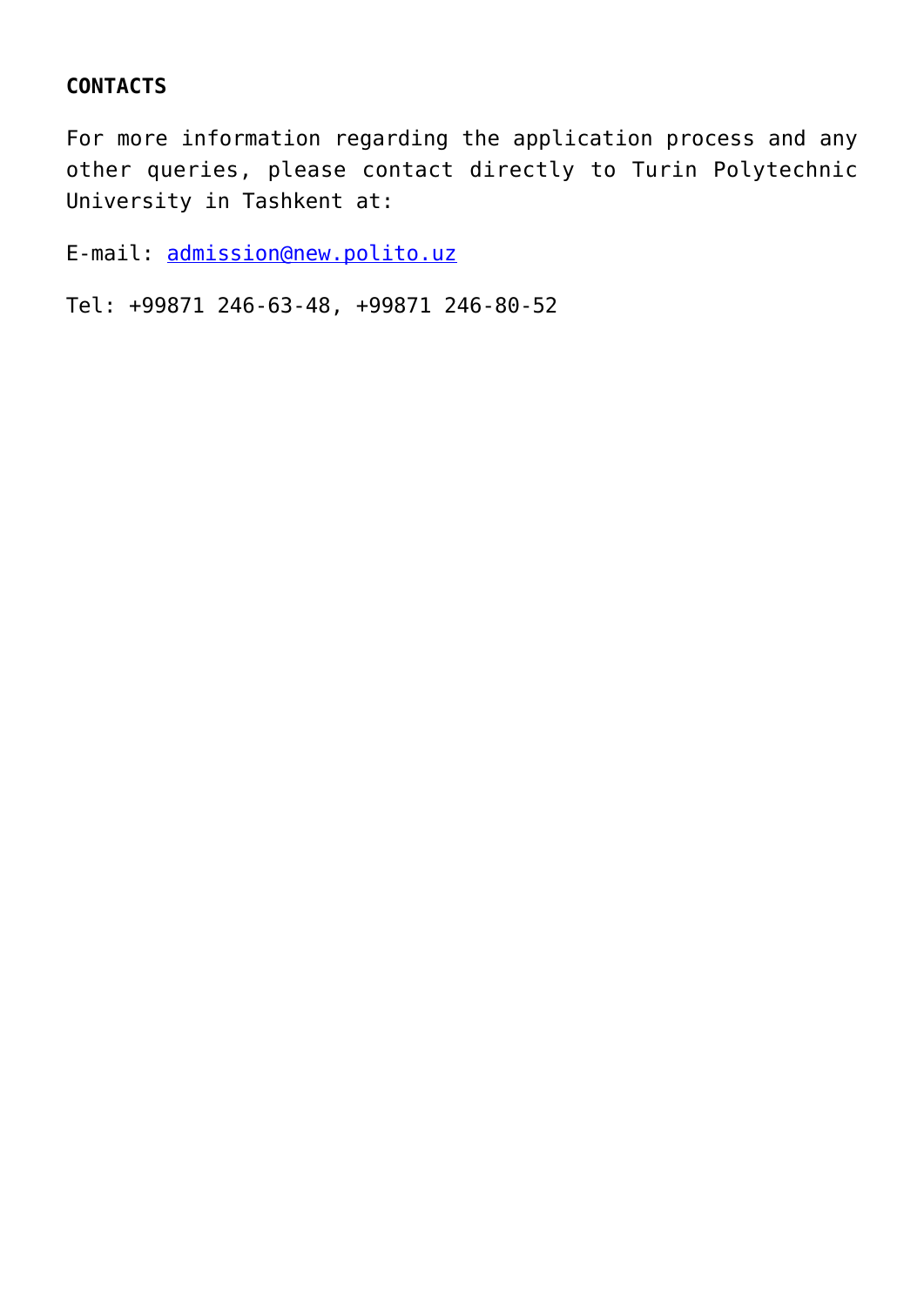**CONTACTS**

For more information regarding the application process and any other queries, please contact directly to Turin Polytechnic University in Tashkent at:

E-mail: admission@new.polito.uz

Tel: +99871 246-63-48, +99871 246-80-52